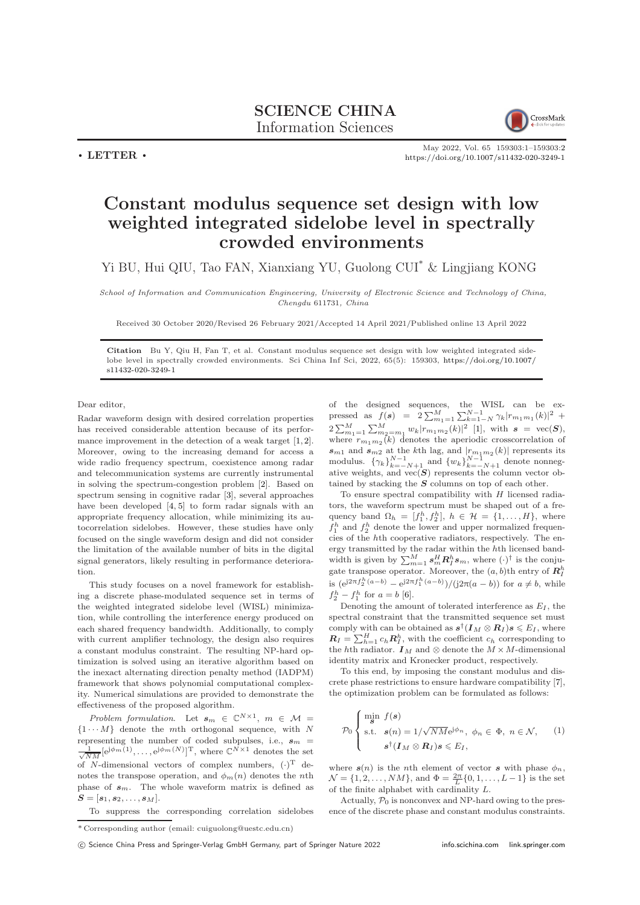SCIENCE CHINA
Information Sciences

• LETTER •

May 2022, Vol. 65 159303:1–159303:2
https://doi.org/10.1007/s11432-020-3249-1

# Constant modulus sequence set design with low weighted integrated sidelobe level in spectrally crowded environments

Yi BU, Hui QIU, Tao FAN, Xianxiang YU, Guolong CUI* & Lingjiang KONG

*School of Information and Communication Engineering, University of Electronic Science and Technology of China, Chengdu 611731, China*

Received 30 October 2020/Revised 26 February 2021/Accepted 14 April 2021/Published online 13 April 2022

**Citation** Bu Y, Qiu H, Fan T, et al. Constant modulus sequence set design with low weighted integrated sidelobe level in spectrally crowded environments. Sci China Inf Sci, 2022, 65(5): 159303, https://doi.org/10.1007/s11432-020-3249-1

Dear editor,

Radar waveform design with desired correlation properties has received considerable attention because of its performance improvement in the detection of a weak target [1, 2]. Moreover, owing to the increasing demand for access a wide radio frequency spectrum, coexistence among radar and telecommunication systems are currently instrumental in solving the spectrum-congestion problem [2]. Based on spectrum sensing in cognitive radar [3], several approaches have been developed [4, 5] to form radar signals with an appropriate frequency allocation, while minimizing its autocorrelation sidelobes. However, these studies have only focused on the single waveform design and did not consider the limitation of the available number of bits in the digital signal generators, likely resulting in performance deterioration.

This study focuses on a novel framework for establishing a discrete phase-modulated sequence set in terms of the weighted integrated sidelobe level (WISL) minimization, while controlling the interference energy produced on each shared frequency bandwidth. Additionally, to comply with current amplifier technology, the design also requires a constant modulus constraint. The resulting NP-hard optimization is solved using an iterative algorithm based on the inexact alternating direction penalty method (IADPM) framework that shows polynomial computational complexity. Numerical simulations are provided to demonstrate the effectiveness of the proposed algorithm.

*Problem formulation.* Let $\boldsymbol{s}_m \in \mathbb{C}^{N\times 1}$, $m \in \mathcal{M} = \{1\cdots M\}$ denote the $m$th orthogonal sequence, with $N$ representing the number of coded subpulses, i.e., $\boldsymbol{s}_m = \frac{1}{\sqrt{NM}}[\mathrm{e}^{\mathrm{j}\phi_m(1)}, \ldots, \mathrm{e}^{\mathrm{j}\phi_m(N)}]^{\mathrm{T}}$, where $\mathbb{C}^{N\times 1}$ denotes the set of $N$-dimensional vectors of complex numbers, $(\cdot)^{\mathrm{T}}$ denotes the transpose operation, and $\phi_m(n)$ denotes the $n$th phase of $\boldsymbol{s}_m$. The whole waveform matrix is defined as $\boldsymbol{S} = [\boldsymbol{s}_1, \boldsymbol{s}_2, \ldots, \boldsymbol{s}_M]$.

To suppress the corresponding correlation sidelobes of the designed sequences, the WISL can be expressed as $f(\boldsymbol{s}) = 2\sum_{m_1=1}^{M}\sum_{k=1-N}^{N-1}\gamma_k|r_{m_1m_1}(k)|^2 + 2\sum_{m_1=1}^{M}\sum_{m_2=m_1}^{M} w_k|r_{m_1m_2}(k)|^2$ [1], with $\boldsymbol{s} = \mathrm{vec}(\boldsymbol{S})$, where $r_{m_1m_2}(k)$ denotes the aperiodic crosscorrelation of $\boldsymbol{s}_{m1}$ and $\boldsymbol{s}_{m2}$ at the $k$th lag, and $|r_{m_1m_2}(k)|$ represents its modulus. $\{\gamma_k\}_{k=-N+1}^{N-1}$ and $\{w_k\}_{k=-N+1}^{N-1}$ denote nonnegative weights, and $\mathrm{vec}(\boldsymbol{S})$ represents the column vector obtained by stacking the $\boldsymbol{S}$ columns on top of each other.

To ensure spectral compatibility with $H$ licensed radiators, the waveform spectrum must be shaped out of a frequency band $\Omega_h = [f_1^h, f_2^h]$, $h \in \mathcal{H} = \{1, \ldots, H\}$, where $f_1^h$ and $f_2^h$ denote the lower and upper normalized frequencies of the $h$th cooperative radiators, respectively. The energy transmitted by the radar within the $h$th licensed bandwidth is given by $\sum_{m=1}^{M}\boldsymbol{s}_m^H\boldsymbol{R}_I^h\boldsymbol{s}_m$, where $(\cdot)^\dagger$ is the conjugate transpose operator. Moreover, the $(a,b)$th entry of $\boldsymbol{R}_I^h$ is $(\mathrm{e}^{\mathrm{j}2\pi f_2^h(a-b)} - \mathrm{e}^{\mathrm{j}2\pi f_1^h(a-b)})/(\mathrm{j}2\pi(a-b))$ for $a \neq b$, while $f_2^h - f_1^h$ for $a = b$ [6].

Denoting the amount of tolerated interference as $E_I$, the spectral constraint that the transmitted sequence set must comply with can be obtained as $\boldsymbol{s}^\dagger(\boldsymbol{I}_M \otimes \boldsymbol{R}_I)\boldsymbol{s} \leqslant E_I$, where $\boldsymbol{R}_I = \sum_{h=1}^{H} c_h\boldsymbol{R}_I^h$, with the coefficient $c_h$ corresponding to the $h$th radiator. $\boldsymbol{I}_M$ and $\otimes$ denote the $M\times M$-dimensional identity matrix and Kronecker product, respectively.

To this end, by imposing the constant modulus and discrete phase restrictions to ensure hardware compatibility [7], the optimization problem can be formulated as follows:

$$\mathcal{P}_0 \begin{cases} \min\limits_{\boldsymbol{s}} \ f(\boldsymbol{s}) \\ \text{s.t.} \ \ \boldsymbol{s}(n) = 1/\sqrt{NM}\mathrm{e}^{\mathrm{j}\phi_n}, \ \phi_n \in \Phi, \ n \in \mathcal{N}, \\ \qquad \boldsymbol{s}^\dagger(\boldsymbol{I}_M \otimes \boldsymbol{R}_I)\boldsymbol{s} \leqslant E_I, \end{cases} \tag{1}$$

where $\boldsymbol{s}(n)$ is the $n$th element of vector $\boldsymbol{s}$ with phase $\phi_n$, $\mathcal{N} = \{1, 2, \ldots, NM\}$, and $\Phi = \frac{2\pi}{L}\{0, 1, \ldots, L-1\}$ is the set of the finite alphabet with cardinality $L$.

Actually, $\mathcal{P}_0$ is nonconvex and NP-hard owing to the presence of the discrete phase and constant modulus constraints.

* Corresponding author (email: cuiguolong@uestc.edu.cn)

© Science China Press and Springer-Verlag GmbH Germany, part of Springer Nature 2022 info.scichina.com link.springer.com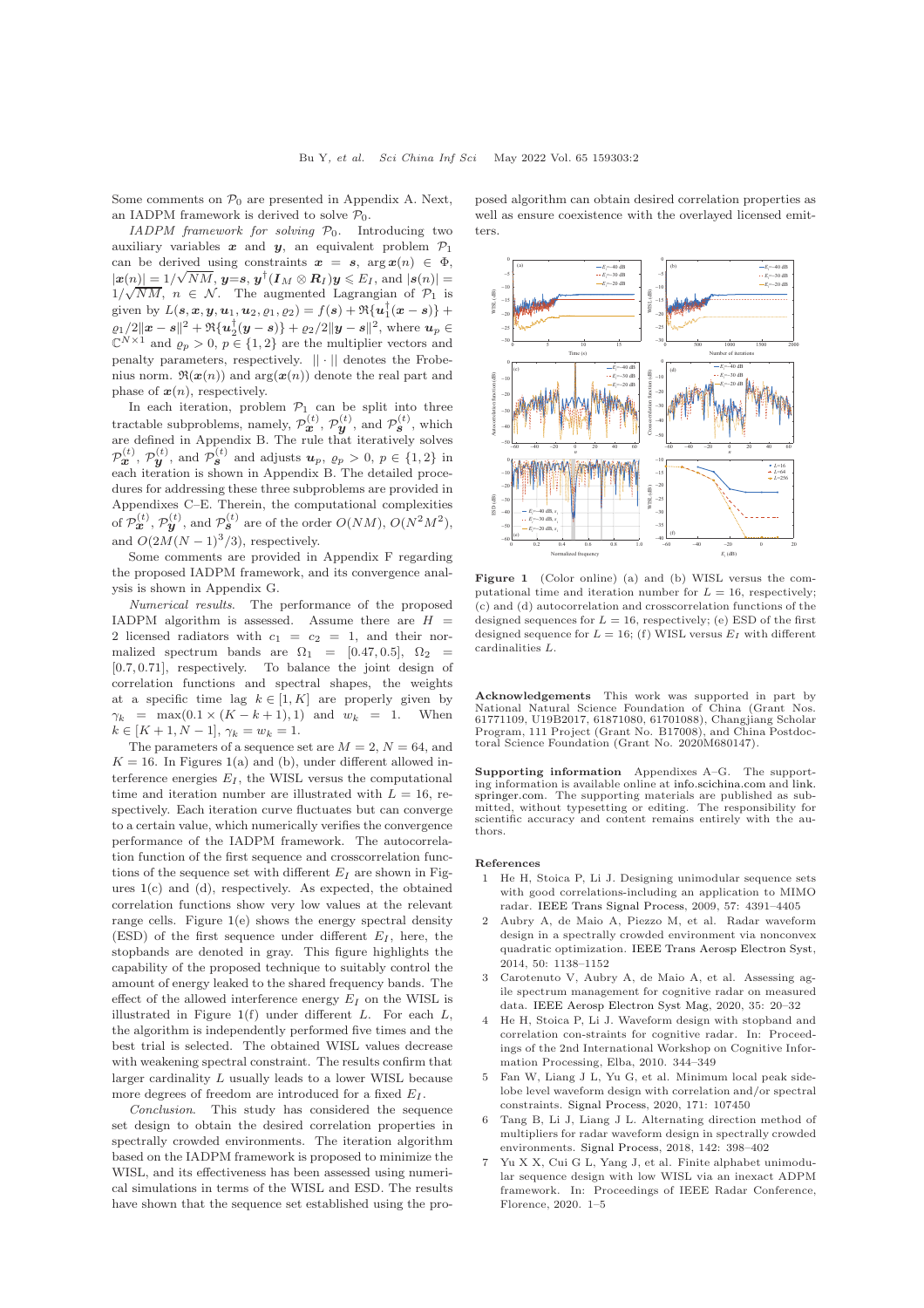Some comments on $\mathcal{P}_0$ are presented in Appendix A. Next, an IADPM framework is derived to solve $\mathcal{P}_0$.

*IADPM framework for solving $\mathcal{P}_0$.* Introducing two auxiliary variables $\boldsymbol{x}$ and $\boldsymbol{y}$, an equivalent problem $\mathcal{P}_1$ can be derived using constraints $\boldsymbol{x} = \boldsymbol{s}$, $\arg \boldsymbol{x}(n) \in \Phi$, $|\boldsymbol{x}(n)| = 1/\sqrt{NM}$, $\boldsymbol{y}$=$\boldsymbol{s}$, $\boldsymbol{y}^\dagger(\boldsymbol{I}_M \otimes \boldsymbol{R}_I)\boldsymbol{y} \leqslant E_I$, and $|\boldsymbol{s}(n)| = 1/\sqrt{NM}$, $n \in \mathcal{N}$. The augmented Lagrangian of $\mathcal{P}_1$ is given by $L(\boldsymbol{s}, \boldsymbol{x}, \boldsymbol{y}, \boldsymbol{u}_1, \boldsymbol{u}_2, \varrho_1, \varrho_2) = f(\boldsymbol{s}) + \Re\{\boldsymbol{u}_1^\dagger(\boldsymbol{x} - \boldsymbol{s})\} + \varrho_1/2\|\boldsymbol{x} - \boldsymbol{s}\|^2 + \Re\{\boldsymbol{u}_2^\dagger(\boldsymbol{y} - \boldsymbol{s})\} + \varrho_2/2\|\boldsymbol{y} - \boldsymbol{s}\|^2$, where $\boldsymbol{u}_p \in \mathbb{C}^{N\times 1}$ and $\varrho_p > 0$, $p \in \{1, 2\}$ are the multiplier vectors and penalty parameters, respectively. $\|\cdot\|$ denotes the Frobenius norm. $\Re(\boldsymbol{x}(n))$ and $\arg(\boldsymbol{x}(n))$ denote the real part and phase of $\boldsymbol{x}(n)$, respectively.

In each iteration, problem $\mathcal{P}_1$ can be split into three tractable subproblems, namely, $\mathcal{P}_{\boldsymbol{x}}^{(t)}$, $\mathcal{P}_{\boldsymbol{y}}^{(t)}$, and $\mathcal{P}_{\boldsymbol{s}}^{(t)}$, which are defined in Appendix B. The rule that iteratively solves $\mathcal{P}_{\boldsymbol{x}}^{(t)}$, $\mathcal{P}_{\boldsymbol{y}}^{(t)}$, and $\mathcal{P}_{\boldsymbol{s}}^{(t)}$ and adjusts $\boldsymbol{u}_p$, $\varrho_p > 0$, $p \in \{1, 2\}$ in each iteration is shown in Appendix B. The detailed procedures for addressing these three subproblems are provided in Appendixes C–E. Therein, the computational complexities of $\mathcal{P}_{\boldsymbol{x}}^{(t)}$, $\mathcal{P}_{\boldsymbol{y}}^{(t)}$, and $\mathcal{P}_{\boldsymbol{s}}^{(t)}$ are of the order $O(NM)$, $O(N^2M^2)$, and $O(2M(N-1)^3/3)$, respectively.

Some comments are provided in Appendix F regarding the proposed IADPM framework, and its convergence analysis is shown in Appendix G.

*Numerical results.* The performance of the proposed IADPM algorithm is assessed. Assume there are $H = 2$ licensed radiators with $c_1 = c_2 = 1$, and their normalized spectrum bands are $\Omega_1 = [0.47, 0.5]$, $\Omega_2 = [0.7, 0.71]$, respectively. To balance the joint design of correlation functions and spectral shapes, the weights at a specific time lag $k \in [1, K]$ are properly given by $\gamma_k = \max(0.1 \times (K - k + 1), 1)$ and $w_k = 1$. When $k \in [K + 1, N - 1]$, $\gamma_k = w_k = 1$.

The parameters of a sequence set are $M = 2$, $N = 64$, and $K = 16$. In Figures 1(a) and (b), under different allowed interference energies $E_I$, the WISL versus the computational time and iteration number are illustrated with $L = 16$, respectively. Each iteration curve fluctuates but can converge to a certain value, which numerically verifies the convergence performance of the IADPM framework. The autocorrelation function of the first sequence and crosscorrelation functions of the sequence set with different $E_I$ are shown in Figures 1(c) and (d), respectively. As expected, the obtained correlation functions show very low values at the relevant range cells. Figure 1(e) shows the energy spectral density (ESD) of the first sequence under different $E_I$, here, the stopbands are denoted in gray. This figure highlights the capability of the proposed technique to suitably control the amount of energy leaked to the shared frequency bands. The effect of the allowed interference energy $E_I$ on the WISL is illustrated in Figure 1(f) under different $L$. For each $L$, the algorithm is independently performed five times and the best trial is selected. The obtained WISL values decrease with weakening spectral constraint. The results confirm that larger cardinality $L$ usually leads to a lower WISL because more degrees of freedom are introduced for a fixed $E_I$.

*Conclusion.* This study has considered the sequence set design to obtain the desired correlation properties in spectrally crowded environments. The iteration algorithm based on the IADPM framework is proposed to minimize the WISL, and its effectiveness has been assessed using numerical simulations in terms of the WISL and ESD. The results have shown that the sequence set established using the proposed algorithm can obtain desired correlation properties as well as ensure coexistence with the overlayed licensed emitters.

(a)
WISL (dB)
Time (s)
$E_I$=−40 dB
$E_I$=−30 dB
$E_I$=−20 dB

(b)
WISL (dB)
Number of iterations
$E_I$=−40 dB
$E_I$=−30 dB
$E_I$=−20 dB

(c)
Autocorrelation function (dB)
$k$

(d)
Crosscorrelation function (dB)
$k$

(e)
ESD (dB)
Normalized frequency
$E_I$=−40 dB, $s_1$
$E_I$=−30 dB, $s_1$
$E_I$=−20 dB, $s_1$

(f)
WISL (dB)
$E_I$ (dB)
$L$=16
$L$=64
$L$=256

**Figure 1** (Color online) (a) and (b) WISL versus the computational time and iteration number for $L = 16$, respectively; (c) and (d) autocorrelation and crosscorrelation functions of the designed sequences for $L = 16$, respectively; (e) ESD of the first designed sequence for $L = 16$; (f) WISL versus $E_I$ with different cardinalities $L$.

**Acknowledgements** This work was supported in part by National Natural Science Foundation of China (Grant Nos. 61771109, U19B2017, 61871080, 61701088), Changjiang Scholar Program, 111 Project (Grant No. B17008), and China Postdoctoral Science Foundation (Grant No. 2020M680147).

**Supporting information** Appendixes A–G. The supporting information is available online at info.scichina.com and link.springer.com. The supporting materials are published as submitted, without typesetting or editing. The responsibility for scientific accuracy and content remains entirely with the authors.

## References

1. He H, Stoica P, Li J. Designing unimodular sequence sets with good correlations-including an application to MIMO radar. IEEE Trans Signal Process, 2009, 57: 4391–4405
2. Aubry A, de Maio A, Piezzo M, et al. Radar waveform design in a spectrally crowded environment via nonconvex quadratic optimization. IEEE Trans Aerosp Electron Syst, 2014, 50: 1138–1152
3. Carotenuto V, Aubry A, de Maio A, et al. Assessing agile spectrum management for cognitive radar on measured data. IEEE Aerosp Electron Syst Mag, 2020, 35: 20–32
4. He H, Stoica P, Li J. Waveform design with stopband and correlation con-straints for cognitive radar. In: Proceedings of the 2nd International Workshop on Cognitive Information Processing, Elba, 2010. 344–349
5. Fan W, Liang J L, Yu G, et al. Minimum local peak sidelobe level waveform design with correlation and/or spectral constraints. Signal Process, 2020, 171: 107450
6. Tang B, Li J, Liang J L. Alternating direction method of multipliers for radar waveform design in spectrally crowded environments. Signal Process, 2018, 142: 398–402
7. Yu X X, Cui G L, Yang J, et al. Finite alphabet unimodular sequence design with low WISL via an inexact ADPM framework. In: Proceedings of IEEE Radar Conference, Florence, 2020. 1–5